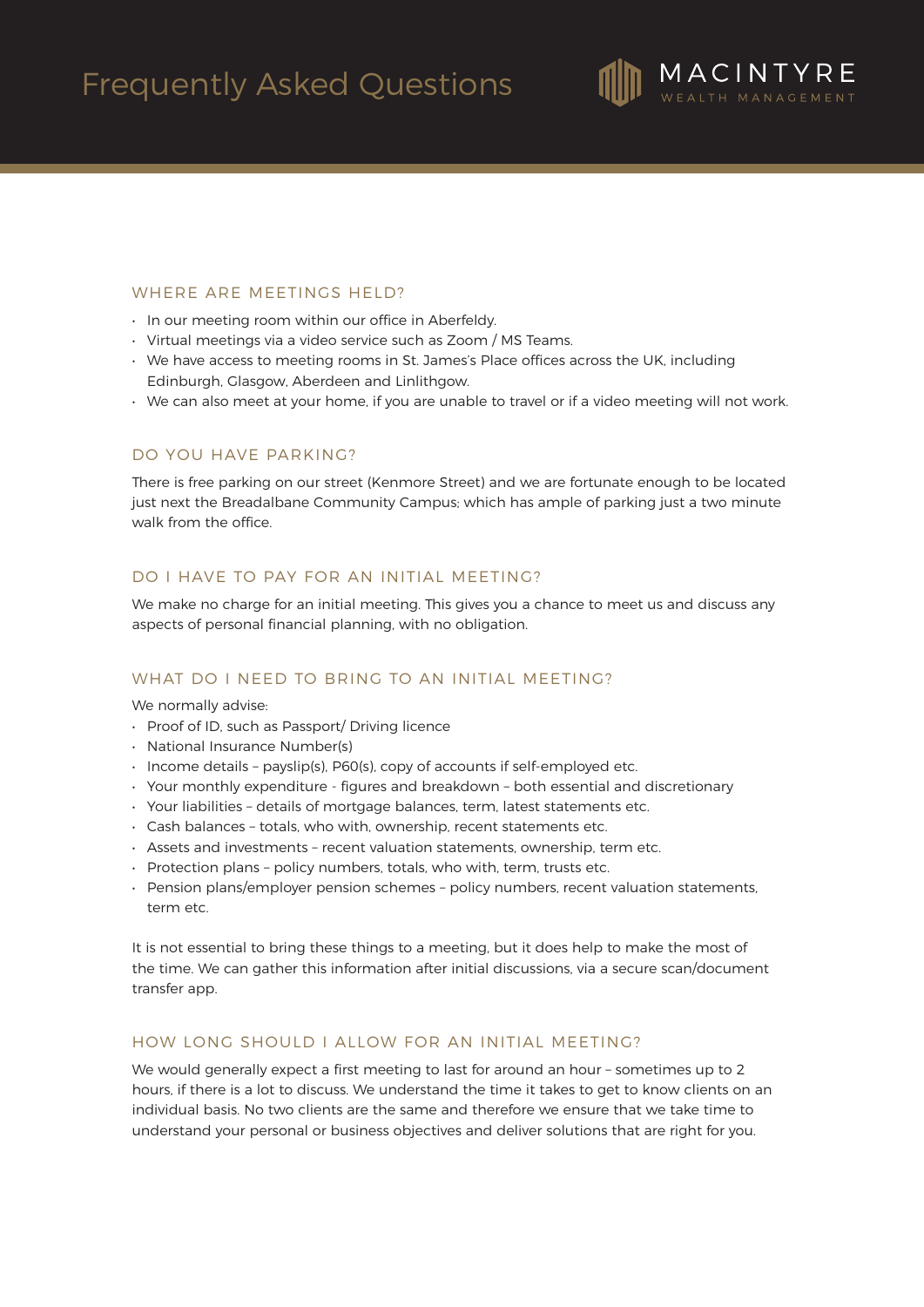# Frequently Asked Questions

MACINTYRE
WEALTH MANAGEMENT

## WHERE ARE MEETINGS HELD?

- In our meeting room within our office in Aberfeldy.
- Virtual meetings via a video service such as Zoom / MS Teams.
- We have access to meeting rooms in St. James's Place offices across the UK, including Edinburgh, Glasgow, Aberdeen and Linlithgow.
- We can also meet at your home, if you are unable to travel or if a video meeting will not work.

## DO YOU HAVE PARKING?

There is free parking on our street (Kenmore Street) and we are fortunate enough to be located just next the Breadalbane Community Campus; which has ample of parking just a two minute walk from the office.

## DO I HAVE TO PAY FOR AN INITIAL MEETING?

We make no charge for an initial meeting. This gives you a chance to meet us and discuss any aspects of personal financial planning, with no obligation.

## WHAT DO I NEED TO BRING TO AN INITIAL MEETING?

We normally advise:

- Proof of ID, such as Passport/ Driving licence
- National Insurance Number(s)
- Income details – payslip(s), P60(s), copy of accounts if self-employed etc.
- Your monthly expenditure - figures and breakdown – both essential and discretionary
- Your liabilities – details of mortgage balances, term, latest statements etc.
- Cash balances – totals, who with, ownership, recent statements etc.
- Assets and investments – recent valuation statements, ownership, term etc.
- Protection plans – policy numbers, totals, who with, term, trusts etc.
- Pension plans/employer pension schemes – policy numbers, recent valuation statements, term etc.

It is not essential to bring these things to a meeting, but it does help to make the most of the time. We can gather this information after initial discussions, via a secure scan/document transfer app.

## HOW LONG SHOULD I ALLOW FOR AN INITIAL MEETING?

We would generally expect a first meeting to last for around an hour – sometimes up to 2 hours, if there is a lot to discuss. We understand the time it takes to get to know clients on an individual basis. No two clients are the same and therefore we ensure that we take time to understand your personal or business objectives and deliver solutions that are right for you.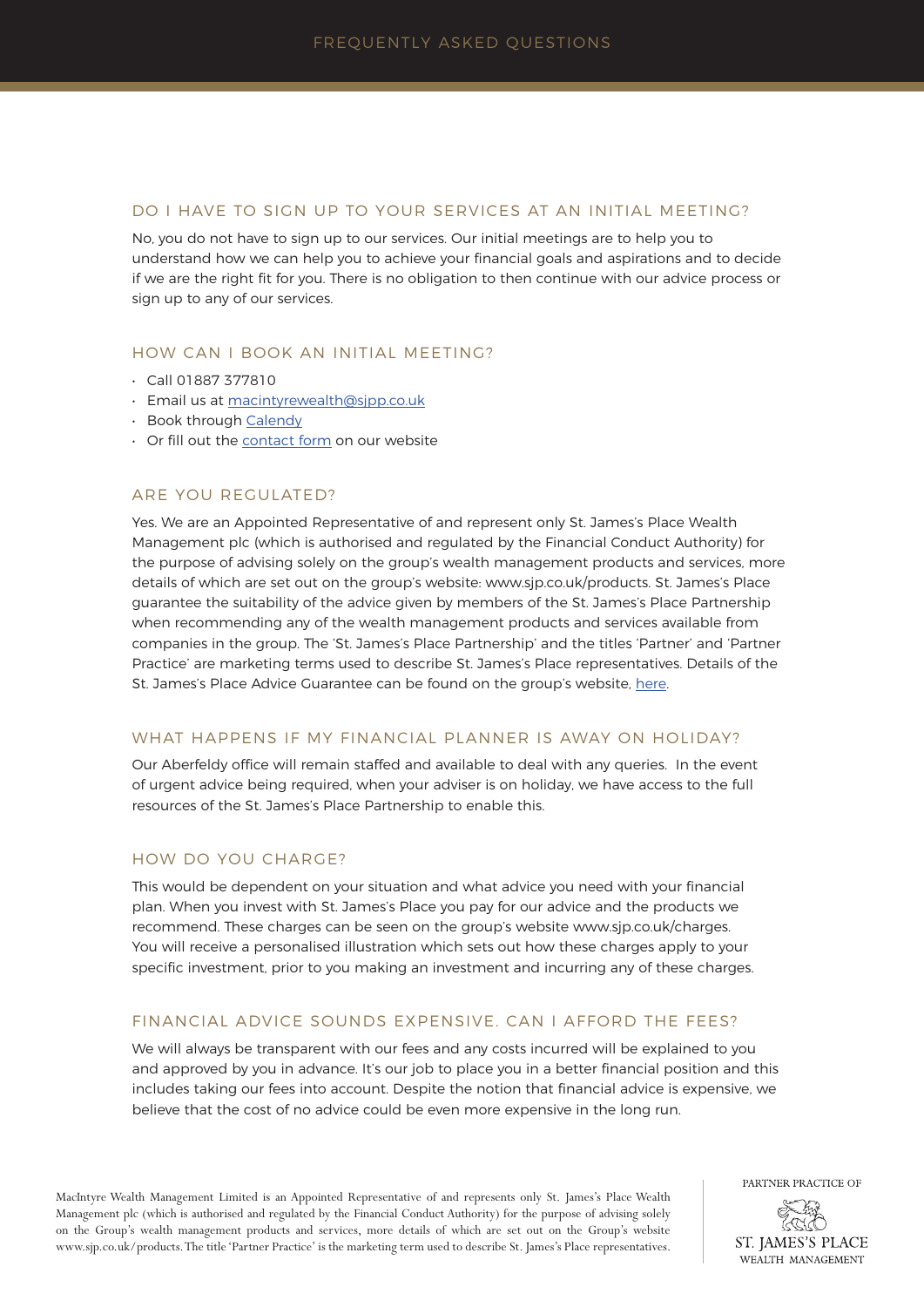## DO I HAVE TO SIGN UP TO YOUR SERVICES AT AN INITIAL MEETING?

No, you do not have to sign up to our services. Our initial meetings are to help you to understand how we can help you to achieve your financial goals and aspirations and to decide if we are the right fit for you. There is no obligation to then continue with our advice process or sign up to any of our services.

## HOW CAN I BOOK AN INITIAL MEETING?

- Call 01887 377810
- Email us at macintyrewealth@sjpp.co.uk
- Book through Calendy
- Or fill out the contact form on our website

## ARE YOU REGULATED?

Yes. We are an Appointed Representative of and represent only St. James's Place Wealth Management plc (which is authorised and regulated by the Financial Conduct Authority) for the purpose of advising solely on the group's wealth management products and services, more details of which are set out on the group's website: www.sjp.co.uk/products. St. James's Place guarantee the suitability of the advice given by members of the St. James's Place Partnership when recommending any of the wealth management products and services available from companies in the group. The 'St. James's Place Partnership' and the titles 'Partner' and 'Partner Practice' are marketing terms used to describe St. James's Place representatives. Details of the St. James's Place Advice Guarantee can be found on the group's website, here.

## WHAT HAPPENS IF MY FINANCIAL PLANNER IS AWAY ON HOLIDAY?

Our Aberfeldy office will remain staffed and available to deal with any queries. In the event of urgent advice being required, when your adviser is on holiday, we have access to the full resources of the St. James's Place Partnership to enable this.

## HOW DO YOU CHARGE?

This would be dependent on your situation and what advice you need with your financial plan. When you invest with St. James's Place you pay for our advice and the products we recommend. These charges can be seen on the group's website www.sjp.co.uk/charges. You will receive a personalised illustration which sets out how these charges apply to your specific investment, prior to you making an investment and incurring any of these charges.

## FINANCIAL ADVICE SOUNDS EXPENSIVE. CAN I AFFORD THE FEES?

We will always be transparent with our fees and any costs incurred will be explained to you and approved by you in advance. It's our job to place you in a better financial position and this includes taking our fees into account. Despite the notion that financial advice is expensive, we believe that the cost of no advice could be even more expensive in the long run.

MacIntyre Wealth Management Limited is an Appointed Representative of and represents only St. James's Place Wealth Management plc (which is authorised and regulated by the Financial Conduct Authority) for the purpose of advising solely on the Group's wealth management products and services, more details of which are set out on the Group's website www.sjp.co.uk/products. The title 'Partner Practice' is the marketing term used to describe St. James's Place representatives.

PARTNER PRACTICE OF

ST. JAMES'S PLACE
WEALTH MANAGEMENT